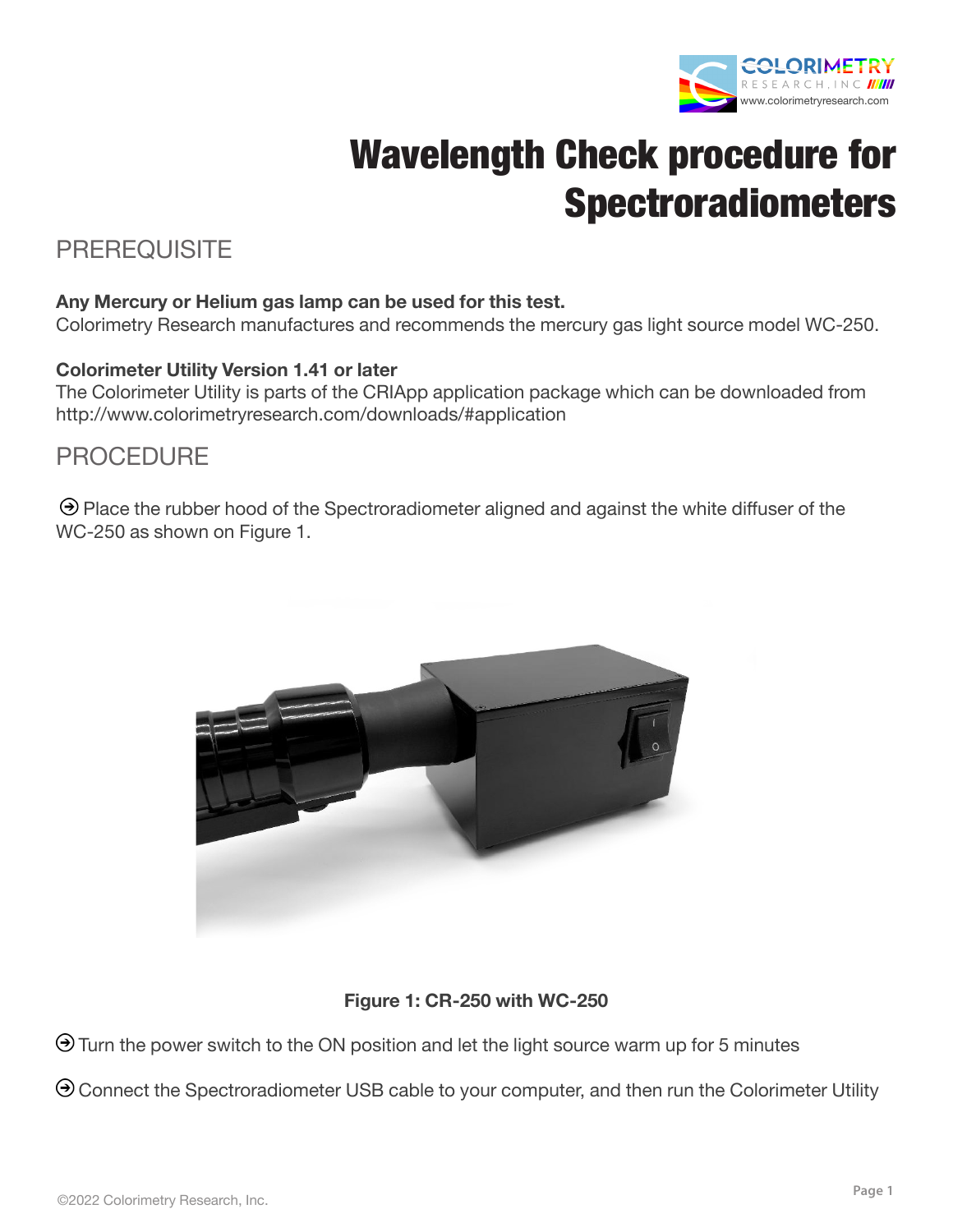# Wavelength Check procedure for Spectroradiometers

## PREREQUISITE

**Any Mercury or Helium gas lamp can be used for this test.**
Colorimetry Research manufactures and recommends the mercury gas light source model WC-250.

**Colorimeter Utility Version 1.41 or later**
The Colorimeter Utility is parts of the CRIApp application package which can be downloaded from http://www.colorimetryresearch.com/downloads/#application

## PROCEDURE

➔ Place the rubber hood of the Spectroradiometer aligned and against the white diffuser of the WC-250 as shown on Figure 1.

**Figure 1: CR-250 with WC-250**

➔ Turn the power switch to the ON position and let the light source warm up for 5 minutes

➔ Connect the Spectroradiometer USB cable to your computer, and then run the Colorimeter Utility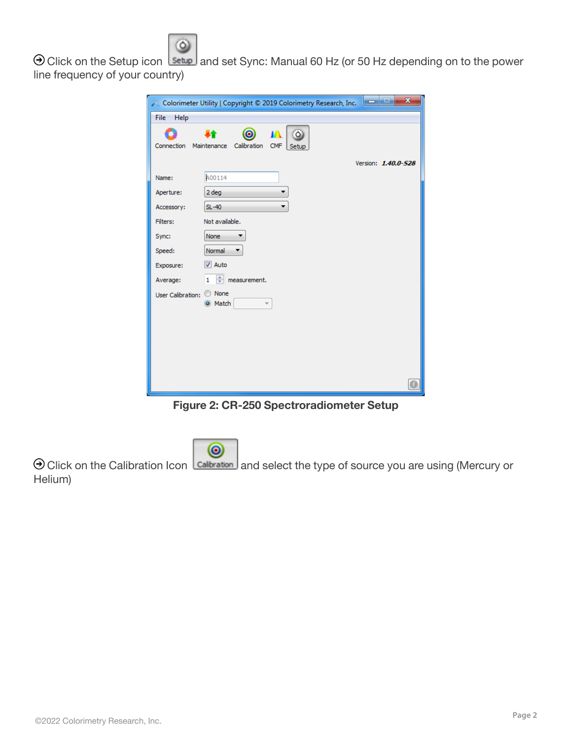➔ Click on the Setup icon and set Sync: Manual 60 Hz (or 50 Hz depending on to the power line frequency of your country)

**Figure 2: CR-250 Spectroradiometer Setup**

➔ Click on the Calibration Icon and select the type of source you are using (Mercury or Helium)

©2022 Colorimetry Research, Inc.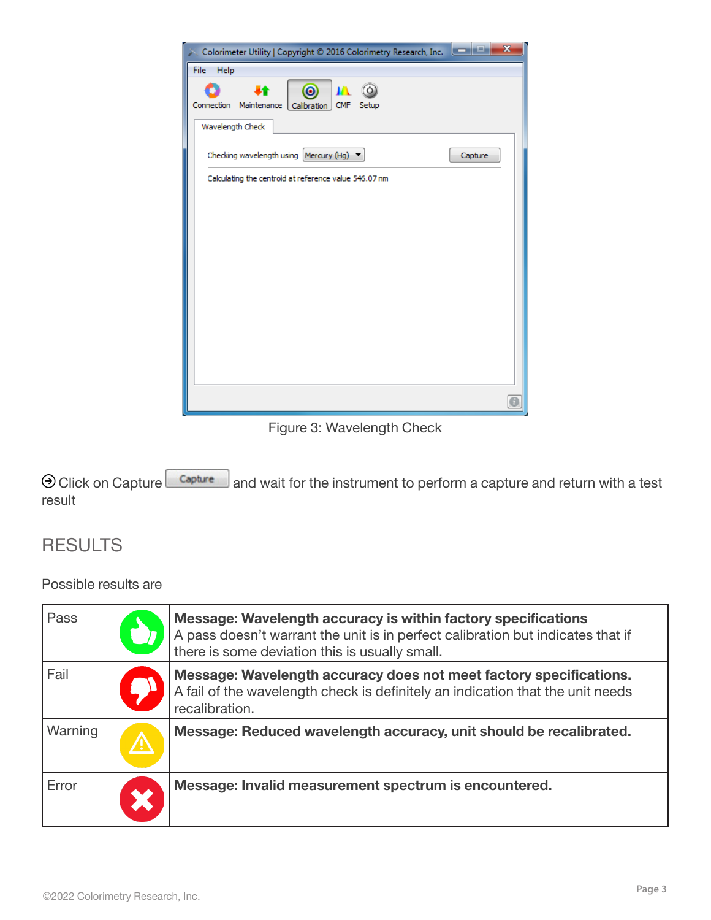Figure 3: Wavelength Check

➔ Click on Capture [Capture] and wait for the instrument to perform a capture and return with a test result

## RESULTS

Possible results are

| | | |
|---|---|---|
| Pass | | **Message: Wavelength accuracy is within factory specifications** A pass doesn't warrant the unit is in perfect calibration but indicates that if there is some deviation this is usually small. |
| Fail | | **Message: Wavelength accuracy does not meet factory specifications.** A fail of the wavelength check is definitely an indication that the unit needs recalibration. |
| Warning | | **Message: Reduced wavelength accuracy, unit should be recalibrated.** |
| Error | | **Message: Invalid measurement spectrum is encountered.** |

©2022 Colorimetry Research, Inc.